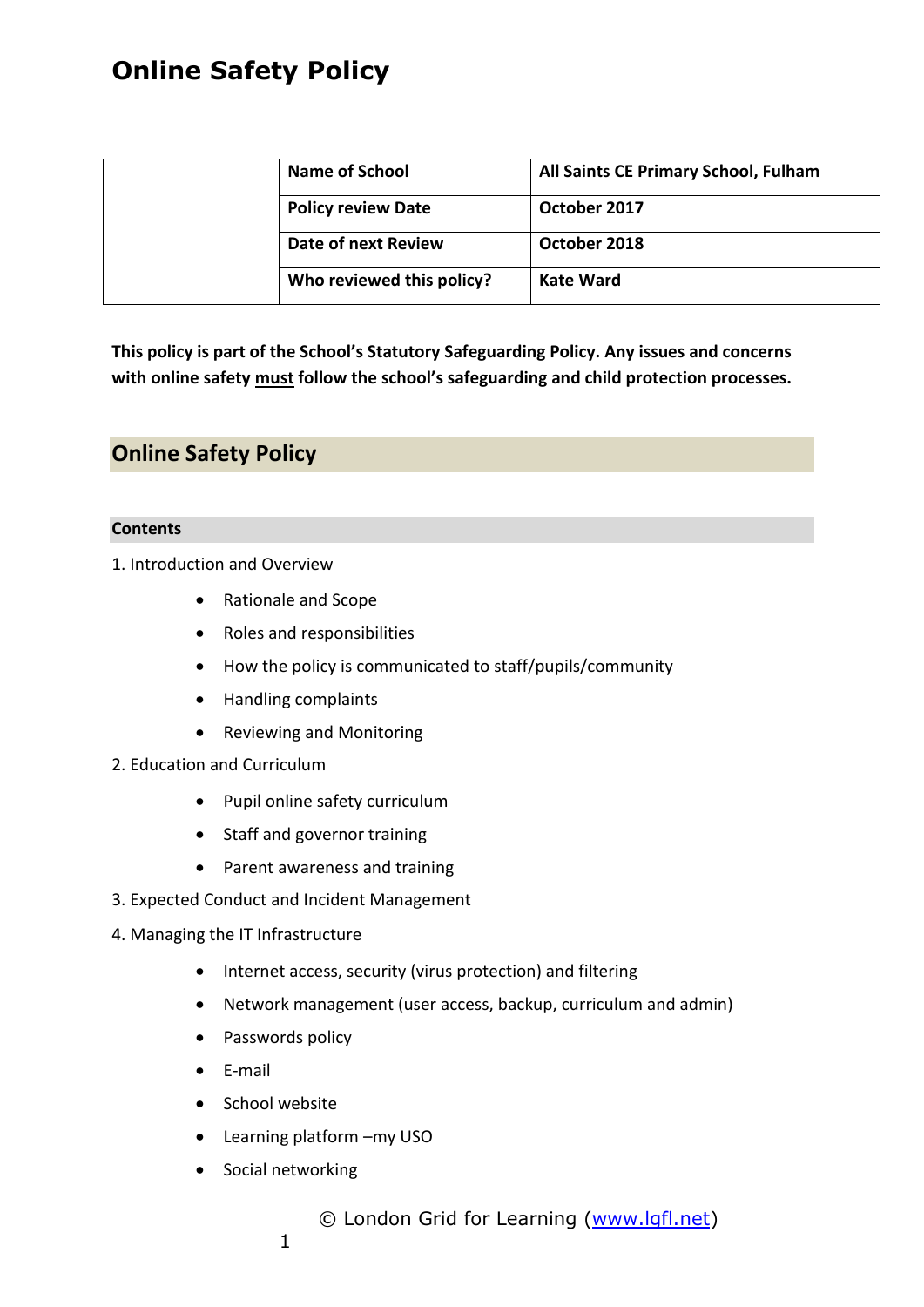# Online Safety Policy

| | | |
|---|---|---|
| | **Name of School** | **All Saints CE Primary School, Fulham** |
| | **Policy review Date** | **October 2017** |
| | **Date of next Review** | **October 2018** |
| | **Who reviewed this policy?** | **Kate Ward** |

**This policy is part of the School's Statutory Safeguarding Policy. Any issues and concerns with online safety must follow the school's safeguarding and child protection processes.**

## Online Safety Policy

**Contents**

1. Introduction and Overview
   - Rationale and Scope
   - Roles and responsibilities
   - How the policy is communicated to staff/pupils/community
   - Handling complaints
   - Reviewing and Monitoring
2. Education and Curriculum
   - Pupil online safety curriculum
   - Staff and governor training
   - Parent awareness and training
3. Expected Conduct and Incident Management
4. Managing the IT Infrastructure
   - Internet access, security (virus protection) and filtering
   - Network management (user access, backup, curriculum and admin)
   - Passwords policy
   - E-mail
   - School website
   - Learning platform –my USO
   - Social networking

© London Grid for Learning (www.lgfl.net)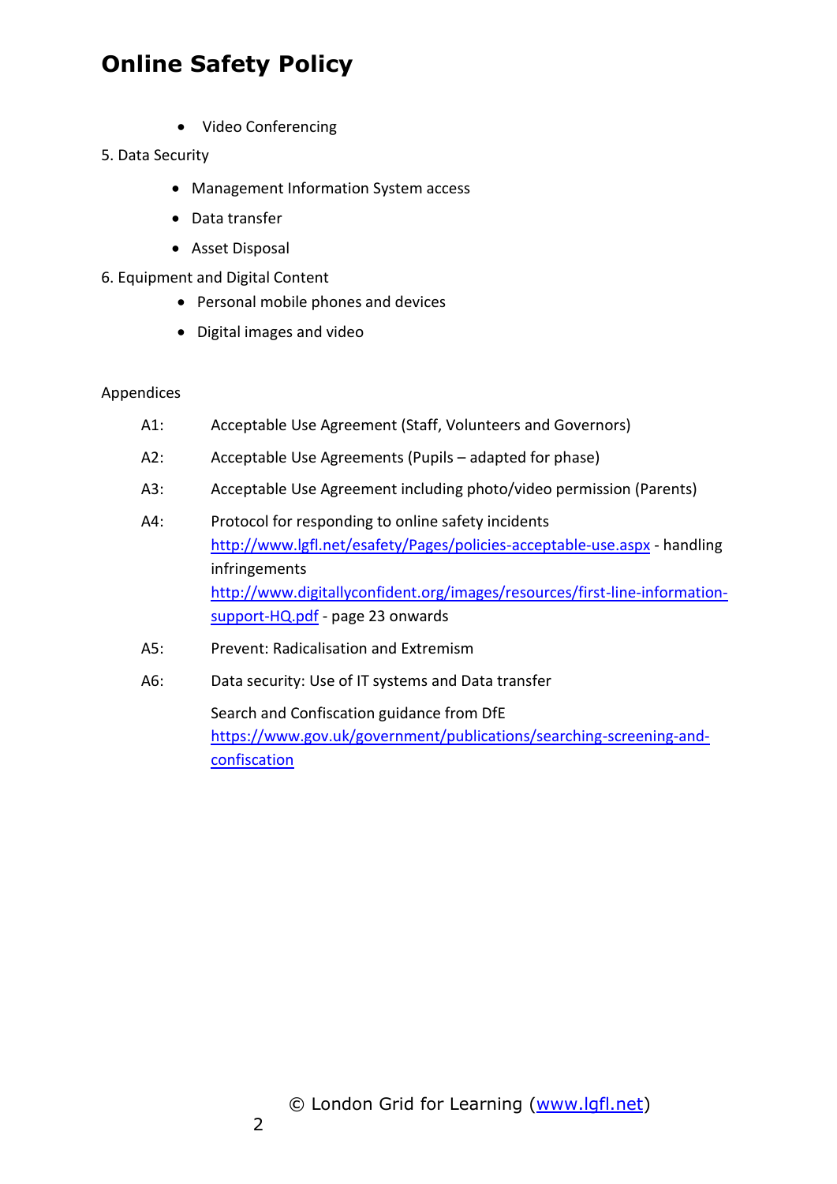- Video Conferencing

5. Data Security

- Management Information System access
- Data transfer
- Asset Disposal

6. Equipment and Digital Content

- Personal mobile phones and devices
- Digital images and video

Appendices

A1: Acceptable Use Agreement (Staff, Volunteers and Governors)

A2: Acceptable Use Agreements (Pupils – adapted for phase)

A3: Acceptable Use Agreement including photo/video permission (Parents)

A4: Protocol for responding to online safety incidents
http://www.lgfl.net/esafety/Pages/policies-acceptable-use.aspx - handling infringements
http://www.digitallyconfident.org/images/resources/first-line-information-support-HQ.pdf - page 23 onwards

A5: Prevent: Radicalisation and Extremism

A6: Data security: Use of IT systems and Data transfer

Search and Confiscation guidance from DfE
https://www.gov.uk/government/publications/searching-screening-and-confiscation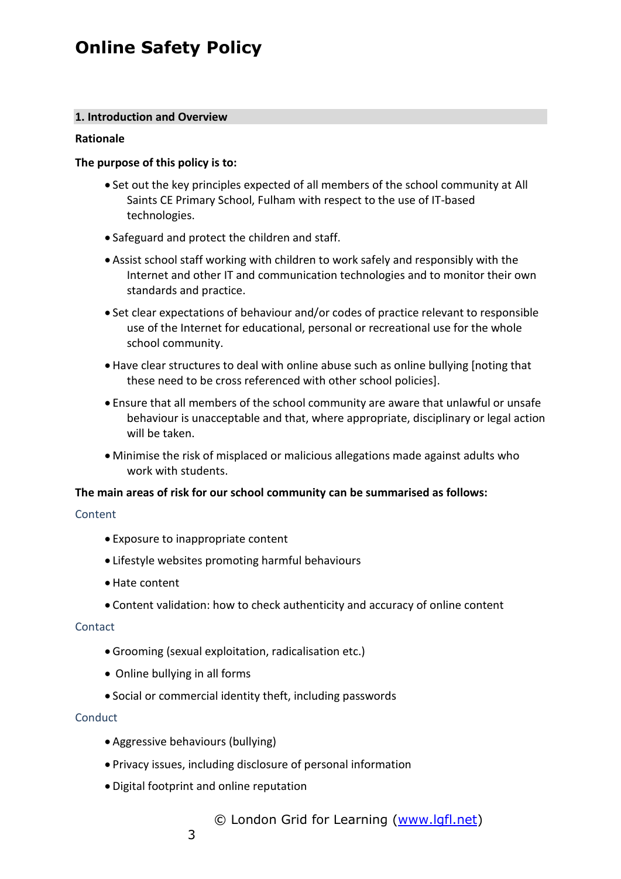# Online Safety Policy

## 1. Introduction and Overview

### Rationale

**The purpose of this policy is to:**

- Set out the key principles expected of all members of the school community at All Saints CE Primary School, Fulham with respect to the use of IT-based technologies.
- Safeguard and protect the children and staff.
- Assist school staff working with children to work safely and responsibly with the Internet and other IT and communication technologies and to monitor their own standards and practice.
- Set clear expectations of behaviour and/or codes of practice relevant to responsible use of the Internet for educational, personal or recreational use for the whole school community.
- Have clear structures to deal with online abuse such as online bullying [noting that these need to be cross referenced with other school policies].
- Ensure that all members of the school community are aware that unlawful or unsafe behaviour is unacceptable and that, where appropriate, disciplinary or legal action will be taken.
- Minimise the risk of misplaced or malicious allegations made against adults who work with students.

**The main areas of risk for our school community can be summarised as follows:**

#### Content

- Exposure to inappropriate content
- Lifestyle websites promoting harmful behaviours
- Hate content
- Content validation: how to check authenticity and accuracy of online content

#### Contact

- Grooming (sexual exploitation, radicalisation etc.)
- Online bullying in all forms
- Social or commercial identity theft, including passwords

#### Conduct

- Aggressive behaviours (bullying)
- Privacy issues, including disclosure of personal information
- Digital footprint and online reputation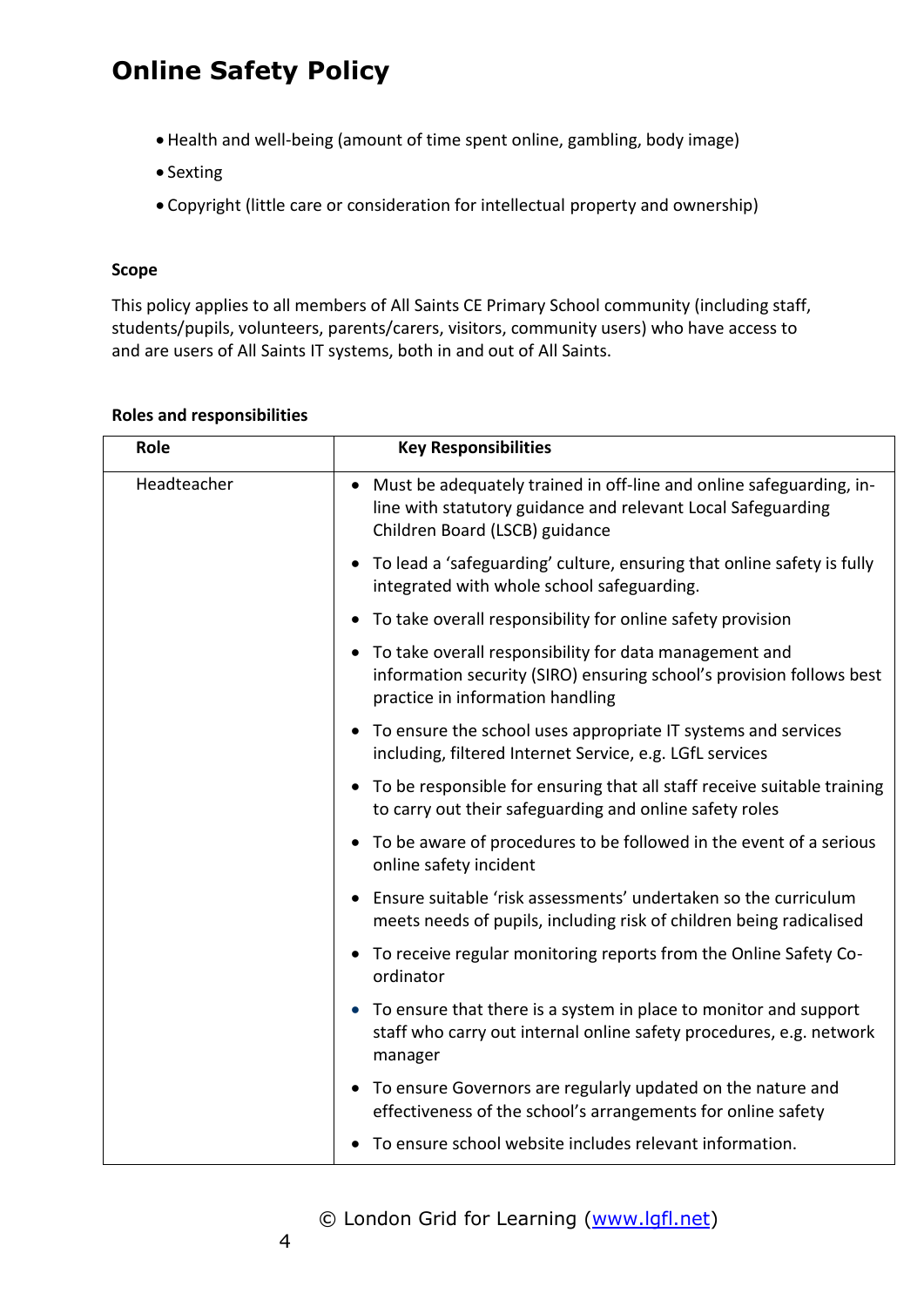- Health and well-being (amount of time spent online, gambling, body image)
- Sexting
- Copyright (little care or consideration for intellectual property and ownership)

**Scope**

This policy applies to all members of All Saints CE Primary School community (including staff, students/pupils, volunteers, parents/carers, visitors, community users) who have access to and are users of All Saints IT systems, both in and out of All Saints.

**Roles and responsibilities**

| Role | Key Responsibilities |
|---|---|
| Headteacher | • Must be adequately trained in off-line and online safeguarding, in-line with statutory guidance and relevant Local Safeguarding Children Board (LSCB) guidance<br>• To lead a 'safeguarding' culture, ensuring that online safety is fully integrated with whole school safeguarding.<br>• To take overall responsibility for online safety provision<br>• To take overall responsibility for data management and information security (SIRO) ensuring school's provision follows best practice in information handling<br>• To ensure the school uses appropriate IT systems and services including, filtered Internet Service, e.g. LGfL services<br>• To be responsible for ensuring that all staff receive suitable training to carry out their safeguarding and online safety roles<br>• To be aware of procedures to be followed in the event of a serious online safety incident<br>• Ensure suitable 'risk assessments' undertaken so the curriculum meets needs of pupils, including risk of children being radicalised<br>• To receive regular monitoring reports from the Online Safety Co-ordinator<br>• To ensure that there is a system in place to monitor and support staff who carry out internal online safety procedures, e.g. network manager<br>• To ensure Governors are regularly updated on the nature and effectiveness of the school's arrangements for online safety<br>• To ensure school website includes relevant information. |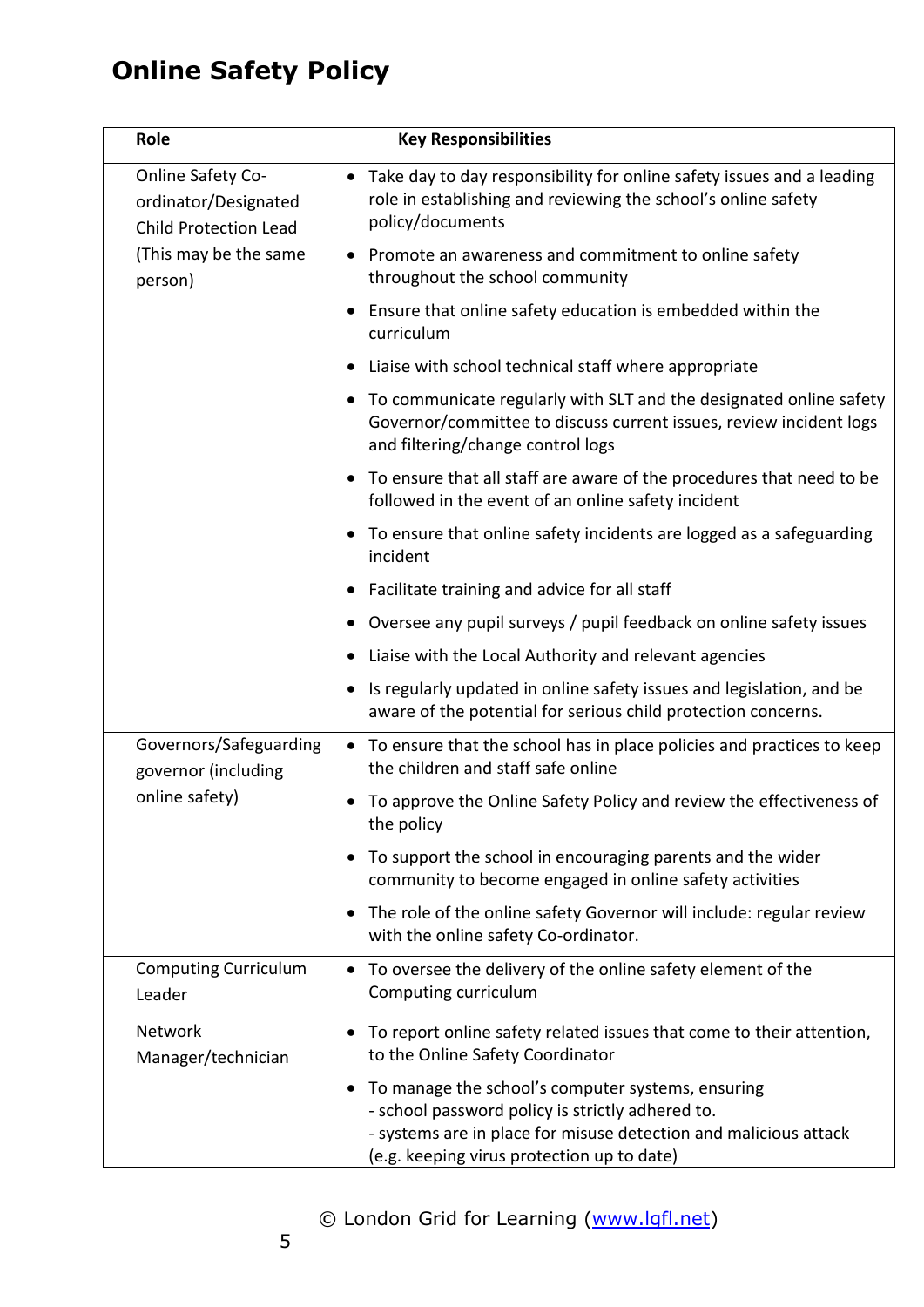# Online Safety Policy

| Role | Key Responsibilities |
|---|---|
| Online Safety Co-ordinator/Designated Child Protection Lead (This may be the same person) | • Take day to day responsibility for online safety issues and a leading role in establishing and reviewing the school's online safety policy/documents<br>• Promote an awareness and commitment to online safety throughout the school community<br>• Ensure that online safety education is embedded within the curriculum<br>• Liaise with school technical staff where appropriate<br>• To communicate regularly with SLT and the designated online safety Governor/committee to discuss current issues, review incident logs and filtering/change control logs<br>• To ensure that all staff are aware of the procedures that need to be followed in the event of an online safety incident<br>• To ensure that online safety incidents are logged as a safeguarding incident<br>• Facilitate training and advice for all staff<br>• Oversee any pupil surveys / pupil feedback on online safety issues<br>• Liaise with the Local Authority and relevant agencies<br>• Is regularly updated in online safety issues and legislation, and be aware of the potential for serious child protection concerns. |
| Governors/Safeguarding governor (including online safety) | • To ensure that the school has in place policies and practices to keep the children and staff safe online<br>• To approve the Online Safety Policy and review the effectiveness of the policy<br>• To support the school in encouraging parents and the wider community to become engaged in online safety activities<br>• The role of the online safety Governor will include: regular review with the online safety Co-ordinator. |
| Computing Curriculum Leader | • To oversee the delivery of the online safety element of the Computing curriculum |
| Network Manager/technician | • To report online safety related issues that come to their attention, to the Online Safety Coordinator<br>• To manage the school's computer systems, ensuring<br>- school password policy is strictly adhered to.<br>- systems are in place for misuse detection and malicious attack (e.g. keeping virus protection up to date) |

© London Grid for Learning (www.lgfl.net)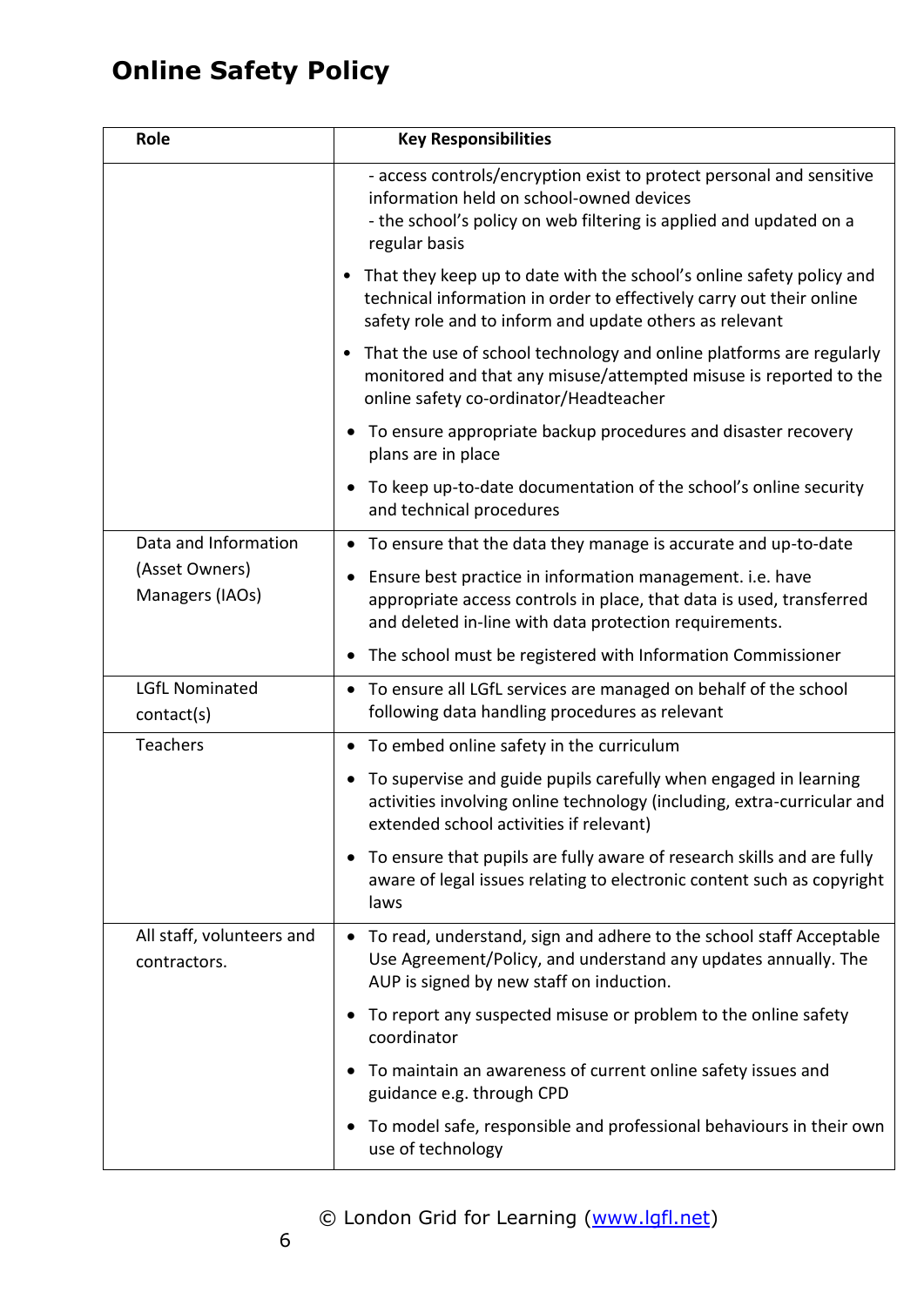| Role | Key Responsibilities |
|---|---|
| | - access controls/encryption exist to protect personal and sensitive information held on school-owned devices<br>- the school's policy on web filtering is applied and updated on a regular basis<br>• That they keep up to date with the school's online safety policy and technical information in order to effectively carry out their online safety role and to inform and update others as relevant<br>• That the use of school technology and online platforms are regularly monitored and that any misuse/attempted misuse is reported to the online safety co-ordinator/Headteacher<br>• To ensure appropriate backup procedures and disaster recovery plans are in place<br>• To keep up-to-date documentation of the school's online security and technical procedures |
| Data and Information (Asset Owners) Managers (IAOs) | • To ensure that the data they manage is accurate and up-to-date<br>• Ensure best practice in information management. i.e. have appropriate access controls in place, that data is used, transferred and deleted in-line with data protection requirements.<br>• The school must be registered with Information Commissioner |
| LGfL Nominated contact(s) | • To ensure all LGfL services are managed on behalf of the school following data handling procedures as relevant |
| Teachers | • To embed online safety in the curriculum<br>• To supervise and guide pupils carefully when engaged in learning activities involving online technology (including, extra-curricular and extended school activities if relevant)<br>• To ensure that pupils are fully aware of research skills and are fully aware of legal issues relating to electronic content such as copyright laws |
| All staff, volunteers and contractors. | • To read, understand, sign and adhere to the school staff Acceptable Use Agreement/Policy, and understand any updates annually. The AUP is signed by new staff on induction.<br>• To report any suspected misuse or problem to the online safety coordinator<br>• To maintain an awareness of current online safety issues and guidance e.g. through CPD<br>• To model safe, responsible and professional behaviours in their own use of technology |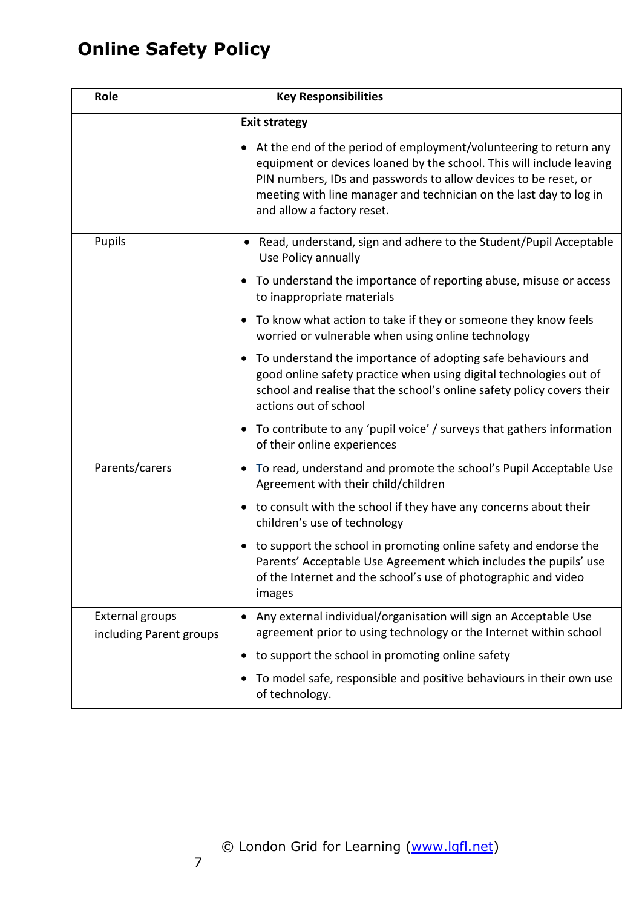# Online Safety Policy

| Role | Key Responsibilities |
|---|---|
| | **Exit strategy**<br>• At the end of the period of employment/volunteering to return any equipment or devices loaned by the school. This will include leaving PIN numbers, IDs and passwords to allow devices to be reset, or meeting with line manager and technician on the last day to log in and allow a factory reset. |
| Pupils | • Read, understand, sign and adhere to the Student/Pupil Acceptable Use Policy annually<br>• To understand the importance of reporting abuse, misuse or access to inappropriate materials<br>• To know what action to take if they or someone they know feels worried or vulnerable when using online technology<br>• To understand the importance of adopting safe behaviours and good online safety practice when using digital technologies out of school and realise that the school's online safety policy covers their actions out of school<br>• To contribute to any 'pupil voice' / surveys that gathers information of their online experiences |
| Parents/carers | • To read, understand and promote the school's Pupil Acceptable Use Agreement with their child/children<br>• to consult with the school if they have any concerns about their children's use of technology<br>• to support the school in promoting online safety and endorse the Parents' Acceptable Use Agreement which includes the pupils' use of the Internet and the school's use of photographic and video images |
| External groups including Parent groups | • Any external individual/organisation will sign an Acceptable Use agreement prior to using technology or the Internet within school<br>• to support the school in promoting online safety<br>• To model safe, responsible and positive behaviours in their own use of technology. |

© London Grid for Learning (www.lgfl.net)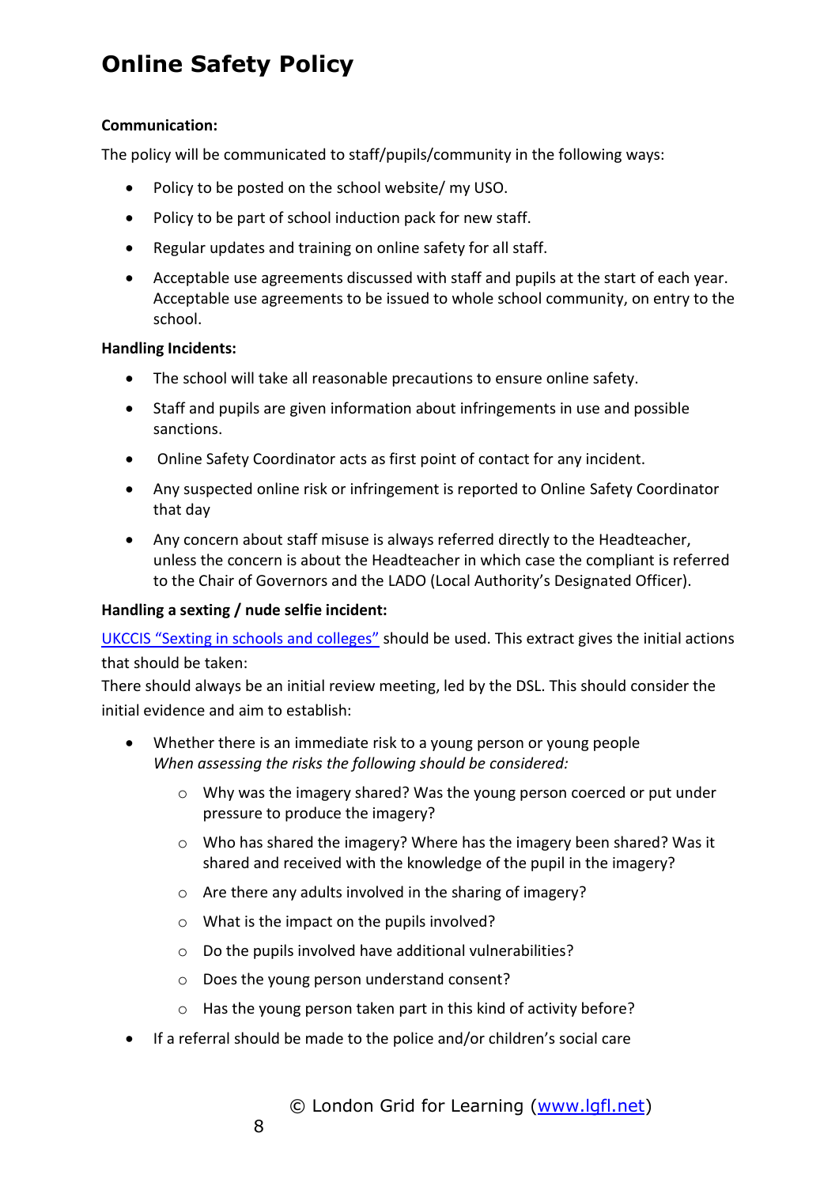# Online Safety Policy

**Communication:**

The policy will be communicated to staff/pupils/community in the following ways:

- Policy to be posted on the school website/ my USO.
- Policy to be part of school induction pack for new staff.
- Regular updates and training on online safety for all staff.
- Acceptable use agreements discussed with staff and pupils at the start of each year. Acceptable use agreements to be issued to whole school community, on entry to the school.

**Handling Incidents:**

- The school will take all reasonable precautions to ensure online safety.
- Staff and pupils are given information about infringements in use and possible sanctions.
- Online Safety Coordinator acts as first point of contact for any incident.
- Any suspected online risk or infringement is reported to Online Safety Coordinator that day
- Any concern about staff misuse is always referred directly to the Headteacher, unless the concern is about the Headteacher in which case the compliant is referred to the Chair of Governors and the LADO (Local Authority's Designated Officer).

**Handling a sexting / nude selfie incident:**

UKCCIS "Sexting in schools and colleges" should be used. This extract gives the initial actions that should be taken:

There should always be an initial review meeting, led by the DSL. This should consider the initial evidence and aim to establish:

- Whether there is an immediate risk to a young person or young people
  *When assessing the risks the following should be considered:*
  - Why was the imagery shared? Was the young person coerced or put under pressure to produce the imagery?
  - Who has shared the imagery? Where has the imagery been shared? Was it shared and received with the knowledge of the pupil in the imagery?
  - Are there any adults involved in the sharing of imagery?
  - What is the impact on the pupils involved?
  - Do the pupils involved have additional vulnerabilities?
  - Does the young person understand consent?
  - Has the young person taken part in this kind of activity before?
- If a referral should be made to the police and/or children's social care

© London Grid for Learning (www.lgfl.net)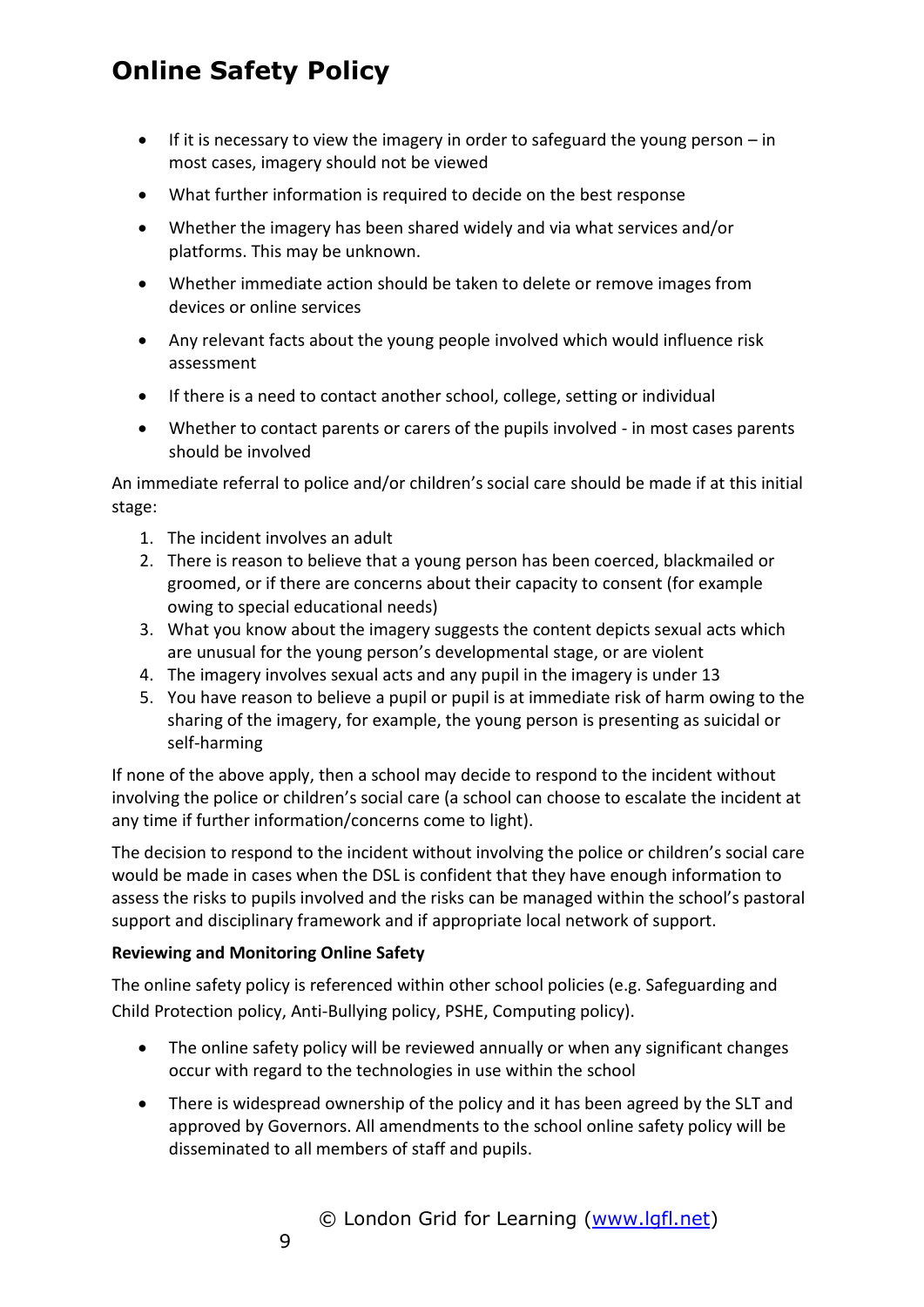- If it is necessary to view the imagery in order to safeguard the young person – in most cases, imagery should not be viewed
- What further information is required to decide on the best response
- Whether the imagery has been shared widely and via what services and/or platforms. This may be unknown.
- Whether immediate action should be taken to delete or remove images from devices or online services
- Any relevant facts about the young people involved which would influence risk assessment
- If there is a need to contact another school, college, setting or individual
- Whether to contact parents or carers of the pupils involved - in most cases parents should be involved

An immediate referral to police and/or children's social care should be made if at this initial stage:

1. The incident involves an adult
2. There is reason to believe that a young person has been coerced, blackmailed or groomed, or if there are concerns about their capacity to consent (for example owing to special educational needs)
3. What you know about the imagery suggests the content depicts sexual acts which are unusual for the young person's developmental stage, or are violent
4. The imagery involves sexual acts and any pupil in the imagery is under 13
5. You have reason to believe a pupil or pupil is at immediate risk of harm owing to the sharing of the imagery, for example, the young person is presenting as suicidal or self-harming

If none of the above apply, then a school may decide to respond to the incident without involving the police or children's social care (a school can choose to escalate the incident at any time if further information/concerns come to light).

The decision to respond to the incident without involving the police or children's social care would be made in cases when the DSL is confident that they have enough information to assess the risks to pupils involved and the risks can be managed within the school's pastoral support and disciplinary framework and if appropriate local network of support.

**Reviewing and Monitoring Online Safety**

The online safety policy is referenced within other school policies (e.g. Safeguarding and Child Protection policy, Anti-Bullying policy, PSHE, Computing policy).

- The online safety policy will be reviewed annually or when any significant changes occur with regard to the technologies in use within the school
- There is widespread ownership of the policy and it has been agreed by the SLT and approved by Governors. All amendments to the school online safety policy will be disseminated to all members of staff and pupils.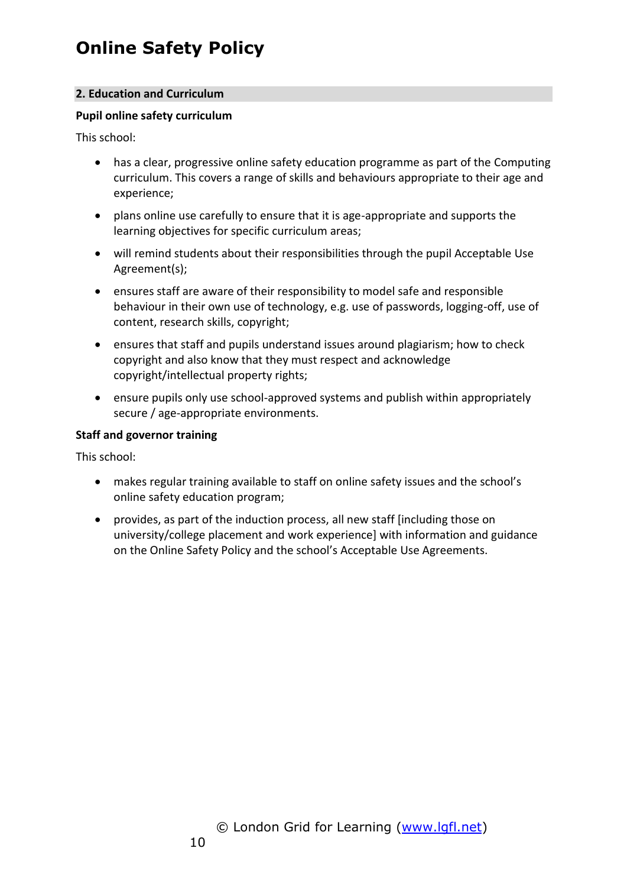## 2. Education and Curriculum

**Pupil online safety curriculum**

This school:

- has a clear, progressive online safety education programme as part of the Computing curriculum. This covers a range of skills and behaviours appropriate to their age and experience;
- plans online use carefully to ensure that it is age-appropriate and supports the learning objectives for specific curriculum areas;
- will remind students about their responsibilities through the pupil Acceptable Use Agreement(s);
- ensures staff are aware of their responsibility to model safe and responsible behaviour in their own use of technology, e.g. use of passwords, logging-off, use of content, research skills, copyright;
- ensures that staff and pupils understand issues around plagiarism; how to check copyright and also know that they must respect and acknowledge copyright/intellectual property rights;
- ensure pupils only use school-approved systems and publish within appropriately secure / age-appropriate environments.

**Staff and governor training**

This school:

- makes regular training available to staff on online safety issues and the school's online safety education program;
- provides, as part of the induction process, all new staff [including those on university/college placement and work experience] with information and guidance on the Online Safety Policy and the school's Acceptable Use Agreements.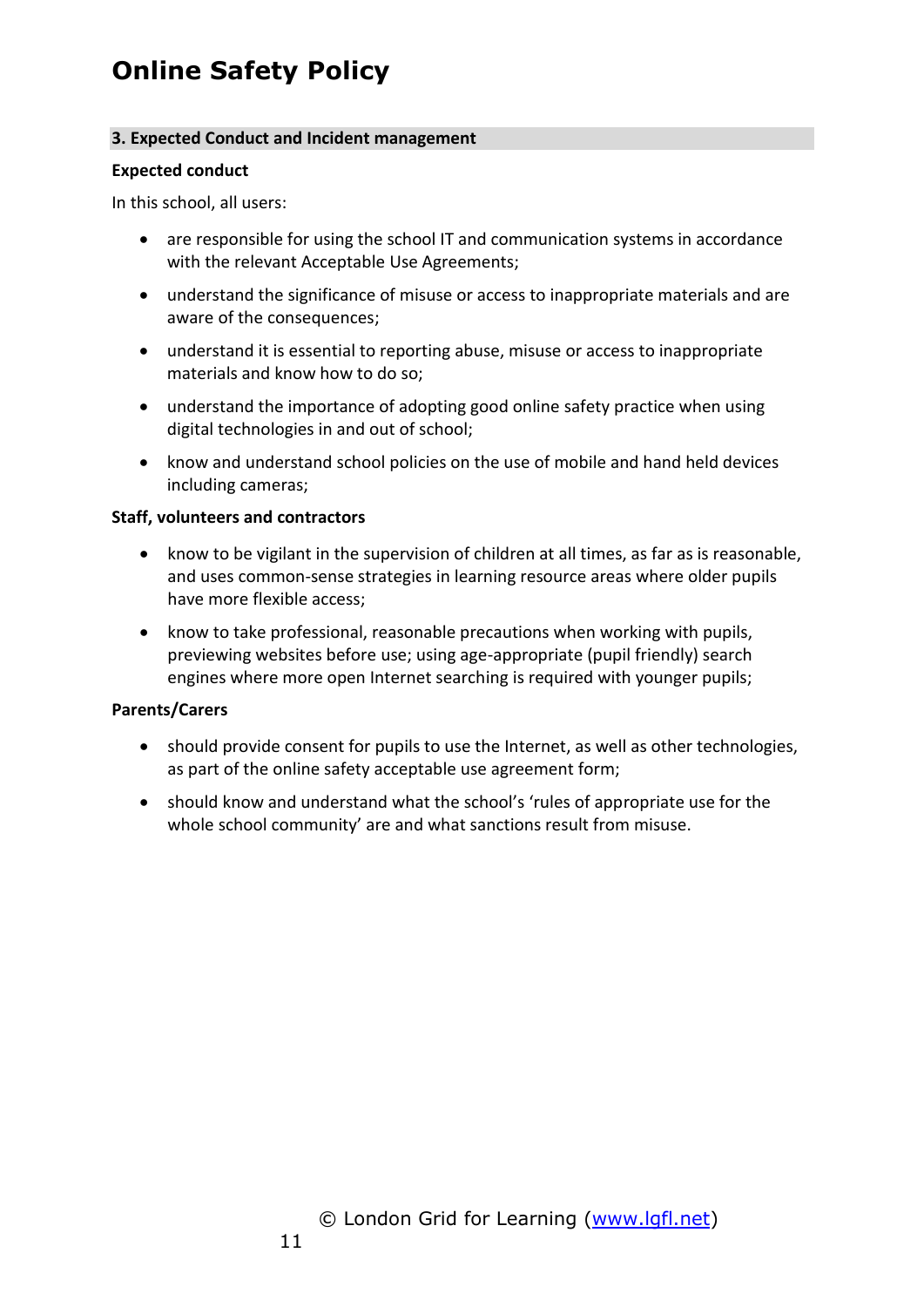## 3. Expected Conduct and Incident management

**Expected conduct**

In this school, all users:

- are responsible for using the school IT and communication systems in accordance with the relevant Acceptable Use Agreements;
- understand the significance of misuse or access to inappropriate materials and are aware of the consequences;
- understand it is essential to reporting abuse, misuse or access to inappropriate materials and know how to do so;
- understand the importance of adopting good online safety practice when using digital technologies in and out of school;
- know and understand school policies on the use of mobile and hand held devices including cameras;

**Staff, volunteers and contractors**

- know to be vigilant in the supervision of children at all times, as far as is reasonable, and uses common-sense strategies in learning resource areas where older pupils have more flexible access;
- know to take professional, reasonable precautions when working with pupils, previewing websites before use; using age-appropriate (pupil friendly) search engines where more open Internet searching is required with younger pupils;

**Parents/Carers**

- should provide consent for pupils to use the Internet, as well as other technologies, as part of the online safety acceptable use agreement form;
- should know and understand what the school's 'rules of appropriate use for the whole school community' are and what sanctions result from misuse.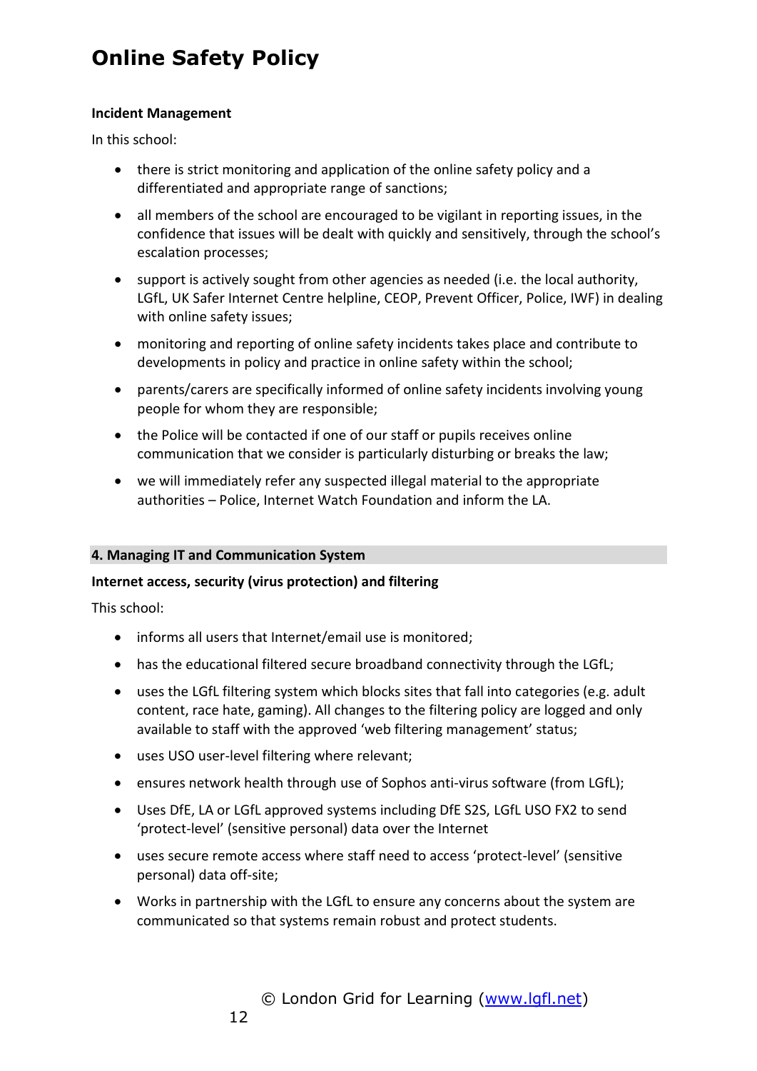**Incident Management**

In this school:

- there is strict monitoring and application of the online safety policy and a differentiated and appropriate range of sanctions;
- all members of the school are encouraged to be vigilant in reporting issues, in the confidence that issues will be dealt with quickly and sensitively, through the school's escalation processes;
- support is actively sought from other agencies as needed (i.e. the local authority, LGfL, UK Safer Internet Centre helpline, CEOP, Prevent Officer, Police, IWF) in dealing with online safety issues;
- monitoring and reporting of online safety incidents takes place and contribute to developments in policy and practice in online safety within the school;
- parents/carers are specifically informed of online safety incidents involving young people for whom they are responsible;
- the Police will be contacted if one of our staff or pupils receives online communication that we consider is particularly disturbing or breaks the law;
- we will immediately refer any suspected illegal material to the appropriate authorities – Police, Internet Watch Foundation and inform the LA.

## 4. Managing IT and Communication System

**Internet access, security (virus protection) and filtering**

This school:

- informs all users that Internet/email use is monitored;
- has the educational filtered secure broadband connectivity through the LGfL;
- uses the LGfL filtering system which blocks sites that fall into categories (e.g. adult content, race hate, gaming). All changes to the filtering policy are logged and only available to staff with the approved 'web filtering management' status;
- uses USO user-level filtering where relevant;
- ensures network health through use of Sophos anti-virus software (from LGfL);
- Uses DfE, LA or LGfL approved systems including DfE S2S, LGfL USO FX2 to send 'protect-level' (sensitive personal) data over the Internet
- uses secure remote access where staff need to access 'protect-level' (sensitive personal) data off-site;
- Works in partnership with the LGfL to ensure any concerns about the system are communicated so that systems remain robust and protect students.

© London Grid for Learning (www.lgfl.net)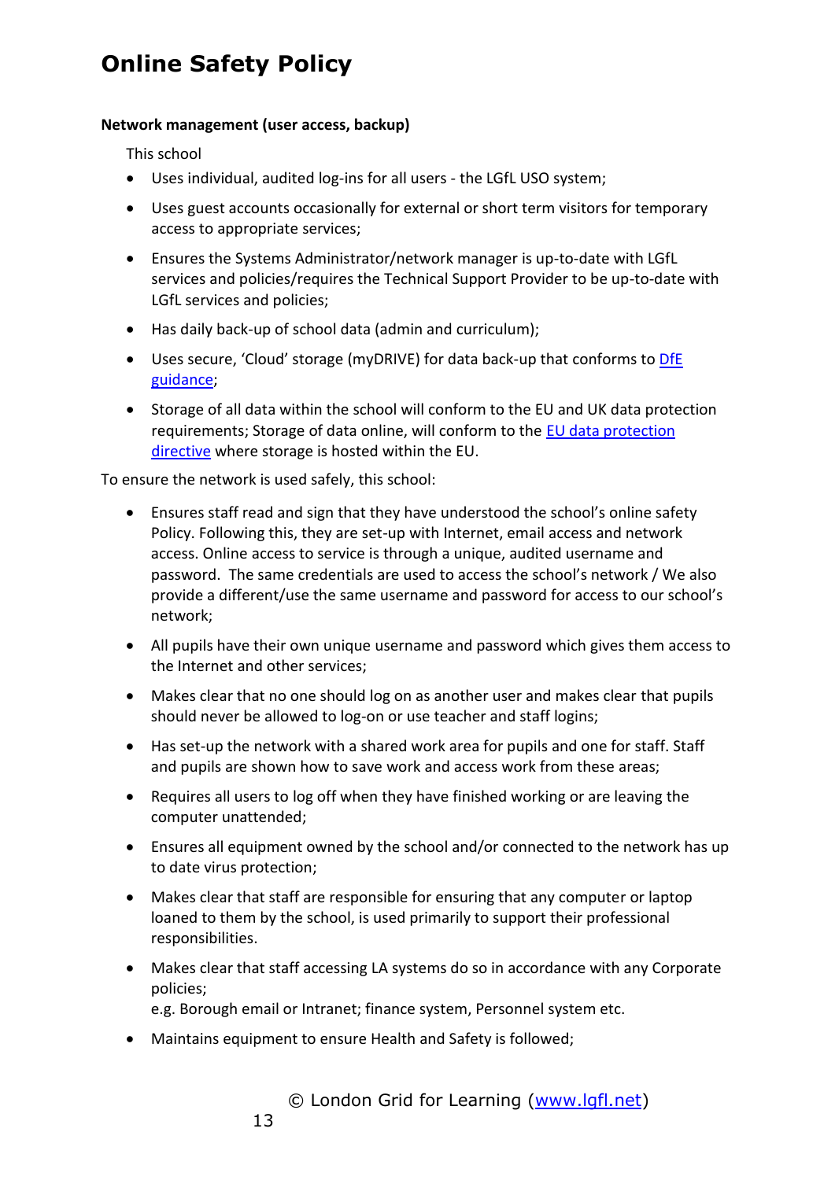# Online Safety Policy

**Network management (user access, backup)**

This school

- Uses individual, audited log-ins for all users - the LGfL USO system;
- Uses guest accounts occasionally for external or short term visitors for temporary access to appropriate services;
- Ensures the Systems Administrator/network manager is up-to-date with LGfL services and policies/requires the Technical Support Provider to be up-to-date with LGfL services and policies;
- Has daily back-up of school data (admin and curriculum);
- Uses secure, 'Cloud' storage (myDRIVE) for data back-up that conforms to [DfE guidance](#);
- Storage of all data within the school will conform to the EU and UK data protection requirements; Storage of data online, will conform to the [EU data protection directive](#) where storage is hosted within the EU.

To ensure the network is used safely, this school:

- Ensures staff read and sign that they have understood the school's online safety Policy. Following this, they are set-up with Internet, email access and network access. Online access to service is through a unique, audited username and password. The same credentials are used to access the school's network / We also provide a different/use the same username and password for access to our school's network;
- All pupils have their own unique username and password which gives them access to the Internet and other services;
- Makes clear that no one should log on as another user and makes clear that pupils should never be allowed to log-on or use teacher and staff logins;
- Has set-up the network with a shared work area for pupils and one for staff. Staff and pupils are shown how to save work and access work from these areas;
- Requires all users to log off when they have finished working or are leaving the computer unattended;
- Ensures all equipment owned by the school and/or connected to the network has up to date virus protection;
- Makes clear that staff are responsible for ensuring that any computer or laptop loaned to them by the school, is used primarily to support their professional responsibilities.
- Makes clear that staff accessing LA systems do so in accordance with any Corporate policies;
  e.g. Borough email or Intranet; finance system, Personnel system etc.
- Maintains equipment to ensure Health and Safety is followed;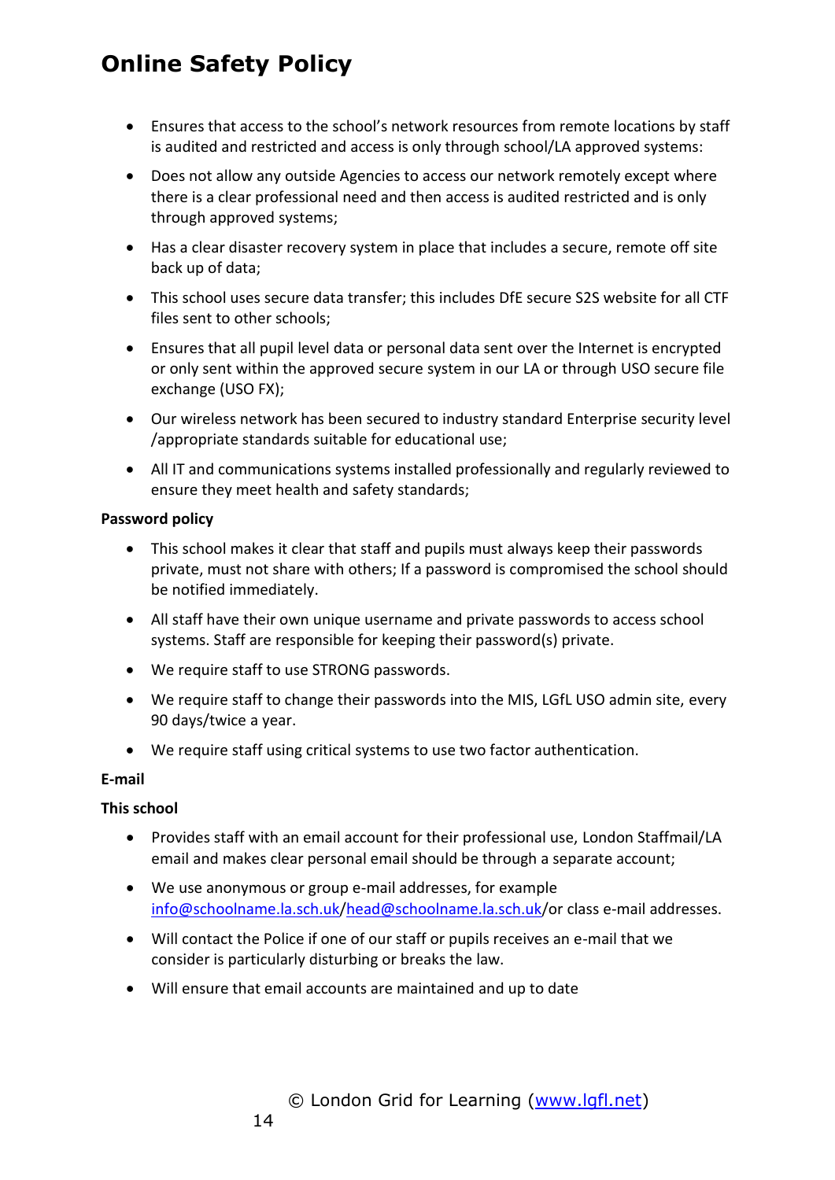- Ensures that access to the school's network resources from remote locations by staff is audited and restricted and access is only through school/LA approved systems:
- Does not allow any outside Agencies to access our network remotely except where there is a clear professional need and then access is audited restricted and is only through approved systems;
- Has a clear disaster recovery system in place that includes a secure, remote off site back up of data;
- This school uses secure data transfer; this includes DfE secure S2S website for all CTF files sent to other schools;
- Ensures that all pupil level data or personal data sent over the Internet is encrypted or only sent within the approved secure system in our LA or through USO secure file exchange (USO FX);
- Our wireless network has been secured to industry standard Enterprise security level /appropriate standards suitable for educational use;
- All IT and communications systems installed professionally and regularly reviewed to ensure they meet health and safety standards;

**Password policy**

- This school makes it clear that staff and pupils must always keep their passwords private, must not share with others; If a password is compromised the school should be notified immediately.
- All staff have their own unique username and private passwords to access school systems. Staff are responsible for keeping their password(s) private.
- We require staff to use STRONG passwords.
- We require staff to change their passwords into the MIS, LGfL USO admin site, every 90 days/twice a year.
- We require staff using critical systems to use two factor authentication.

**E-mail**

**This school**

- Provides staff with an email account for their professional use, London Staffmail/LA email and makes clear personal email should be through a separate account;
- We use anonymous or group e-mail addresses, for example info@schoolname.la.sch.uk/head@schoolname.la.sch.uk/or class e-mail addresses.
- Will contact the Police if one of our staff or pupils receives an e-mail that we consider is particularly disturbing or breaks the law.
- Will ensure that email accounts are maintained and up to date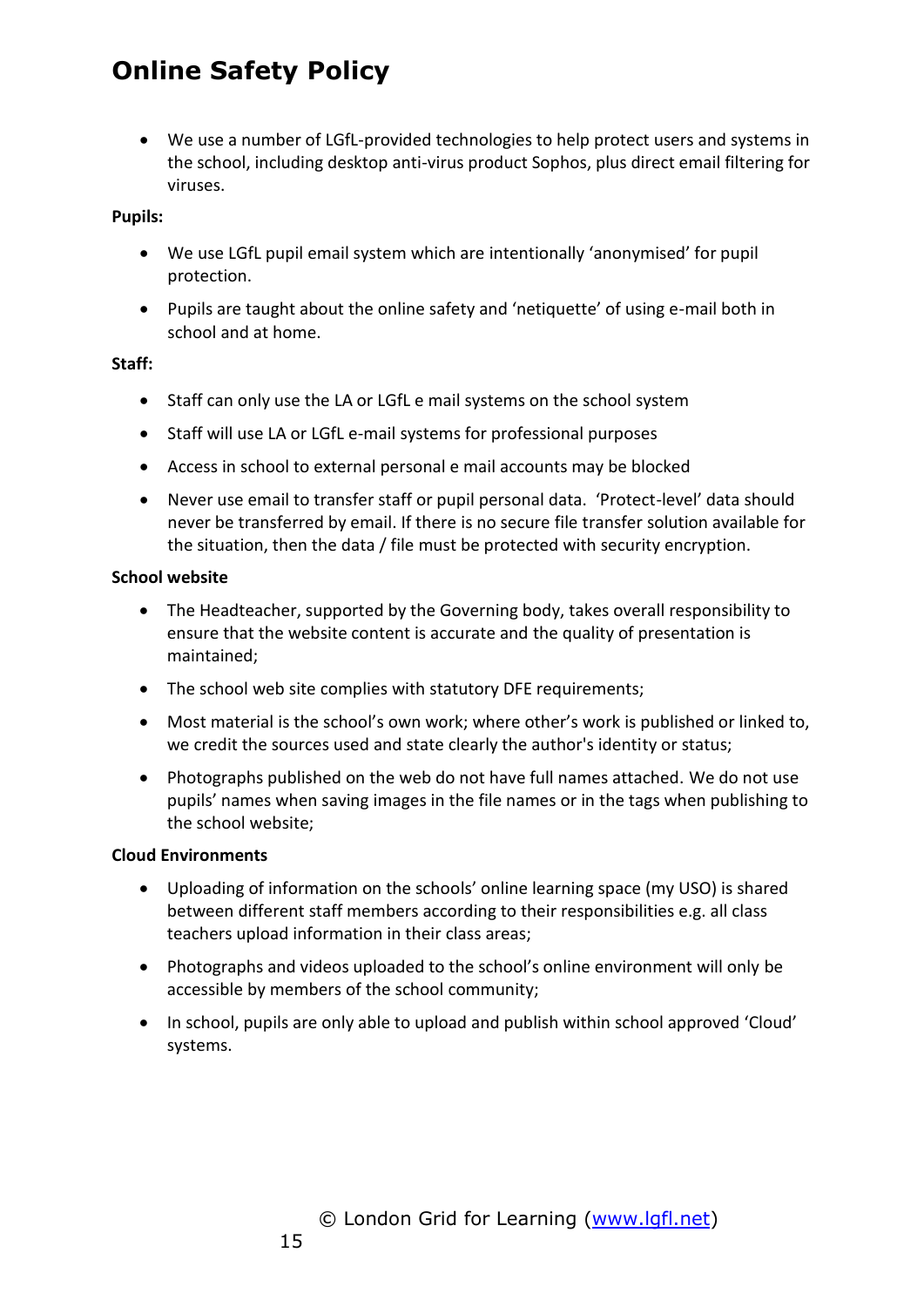- We use a number of LGfL-provided technologies to help protect users and systems in the school, including desktop anti-virus product Sophos, plus direct email filtering for viruses.

**Pupils:**

- We use LGfL pupil email system which are intentionally 'anonymised' for pupil protection.
- Pupils are taught about the online safety and 'netiquette' of using e-mail both in school and at home.

**Staff:**

- Staff can only use the LA or LGfL e mail systems on the school system
- Staff will use LA or LGfL e-mail systems for professional purposes
- Access in school to external personal e mail accounts may be blocked
- Never use email to transfer staff or pupil personal data. 'Protect-level' data should never be transferred by email. If there is no secure file transfer solution available for the situation, then the data / file must be protected with security encryption.

**School website**

- The Headteacher, supported by the Governing body, takes overall responsibility to ensure that the website content is accurate and the quality of presentation is maintained;
- The school web site complies with statutory DFE requirements;
- Most material is the school's own work; where other's work is published or linked to, we credit the sources used and state clearly the author's identity or status;
- Photographs published on the web do not have full names attached. We do not use pupils' names when saving images in the file names or in the tags when publishing to the school website;

**Cloud Environments**

- Uploading of information on the schools' online learning space (my USO) is shared between different staff members according to their responsibilities e.g. all class teachers upload information in their class areas;
- Photographs and videos uploaded to the school's online environment will only be accessible by members of the school community;
- In school, pupils are only able to upload and publish within school approved 'Cloud' systems.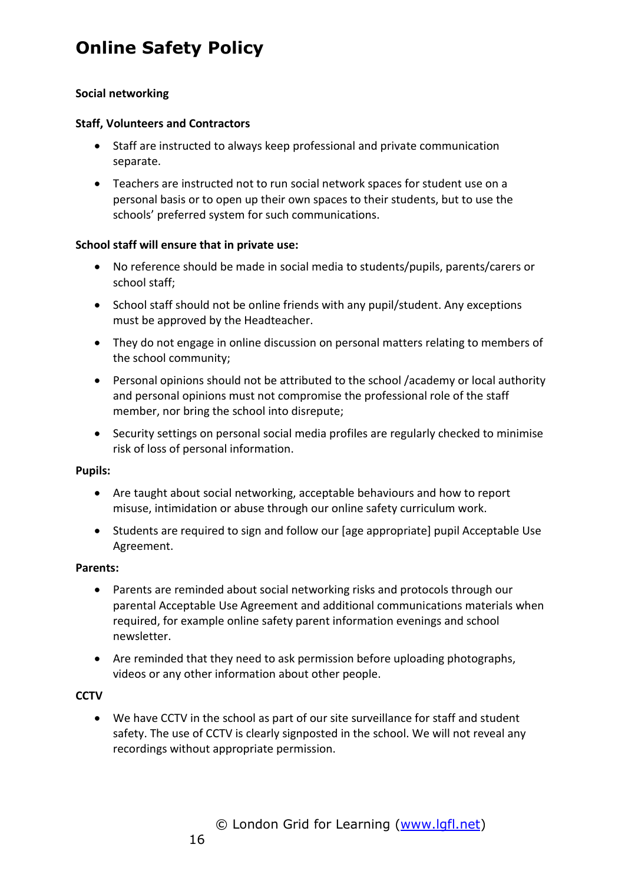# Online Safety Policy

**Social networking**

**Staff, Volunteers and Contractors**

- Staff are instructed to always keep professional and private communication separate.
- Teachers are instructed not to run social network spaces for student use on a personal basis or to open up their own spaces to their students, but to use the schools' preferred system for such communications.

**School staff will ensure that in private use:**

- No reference should be made in social media to students/pupils, parents/carers or school staff;
- School staff should not be online friends with any pupil/student. Any exceptions must be approved by the Headteacher.
- They do not engage in online discussion on personal matters relating to members of the school community;
- Personal opinions should not be attributed to the school /academy or local authority and personal opinions must not compromise the professional role of the staff member, nor bring the school into disrepute;
- Security settings on personal social media profiles are regularly checked to minimise risk of loss of personal information.

**Pupils:**

- Are taught about social networking, acceptable behaviours and how to report misuse, intimidation or abuse through our online safety curriculum work.
- Students are required to sign and follow our [age appropriate] pupil Acceptable Use Agreement.

**Parents:**

- Parents are reminded about social networking risks and protocols through our parental Acceptable Use Agreement and additional communications materials when required, for example online safety parent information evenings and school newsletter.
- Are reminded that they need to ask permission before uploading photographs, videos or any other information about other people.

**CCTV**

- We have CCTV in the school as part of our site surveillance for staff and student safety. The use of CCTV is clearly signposted in the school. We will not reveal any recordings without appropriate permission.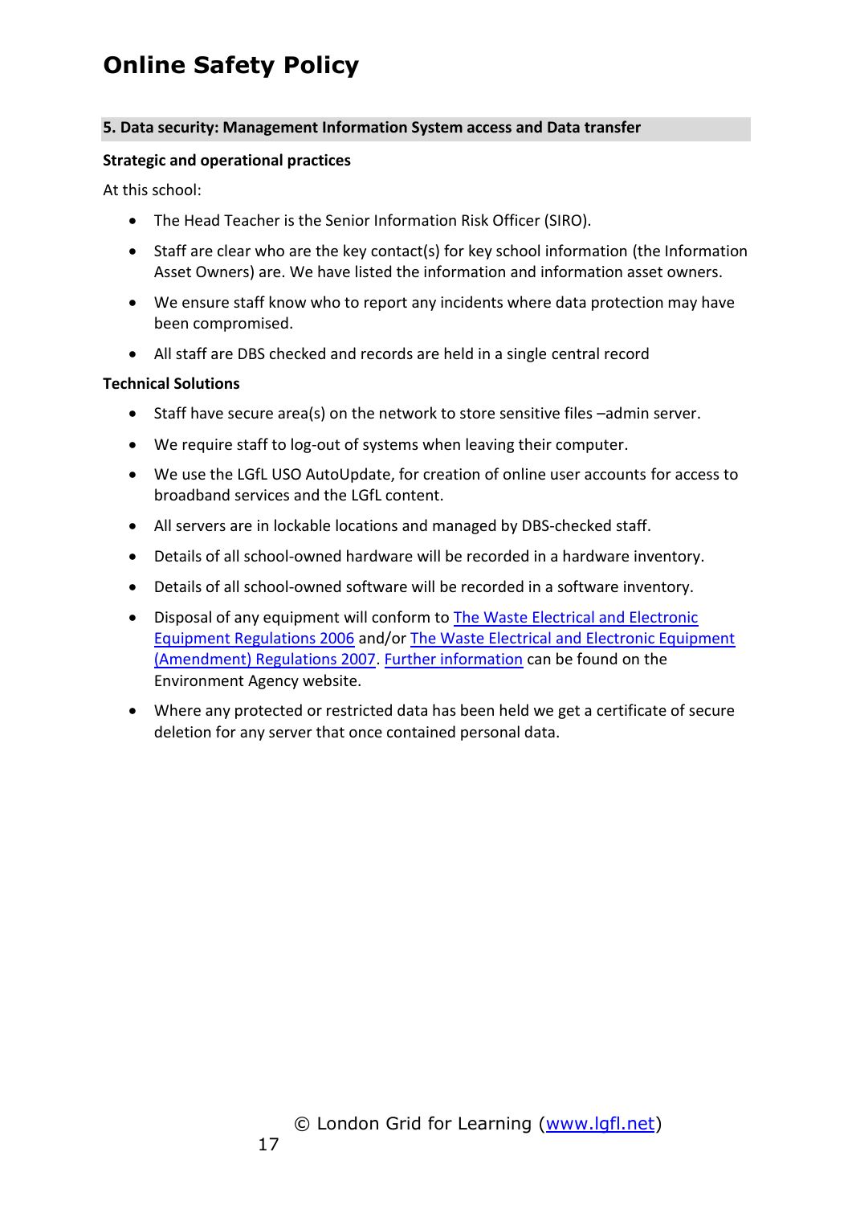## 5. Data security: Management Information System access and Data transfer

**Strategic and operational practices**

At this school:

- The Head Teacher is the Senior Information Risk Officer (SIRO).
- Staff are clear who are the key contact(s) for key school information (the Information Asset Owners) are. We have listed the information and information asset owners.
- We ensure staff know who to report any incidents where data protection may have been compromised.
- All staff are DBS checked and records are held in a single central record

**Technical Solutions**

- Staff have secure area(s) on the network to store sensitive files –admin server.
- We require staff to log-out of systems when leaving their computer.
- We use the LGfL USO AutoUpdate, for creation of online user accounts for access to broadband services and the LGfL content.
- All servers are in lockable locations and managed by DBS-checked staff.
- Details of all school-owned hardware will be recorded in a hardware inventory.
- Details of all school-owned software will be recorded in a software inventory.
- Disposal of any equipment will conform to The Waste Electrical and Electronic Equipment Regulations 2006 and/or The Waste Electrical and Electronic Equipment (Amendment) Regulations 2007. Further information can be found on the Environment Agency website.
- Where any protected or restricted data has been held we get a certificate of secure deletion for any server that once contained personal data.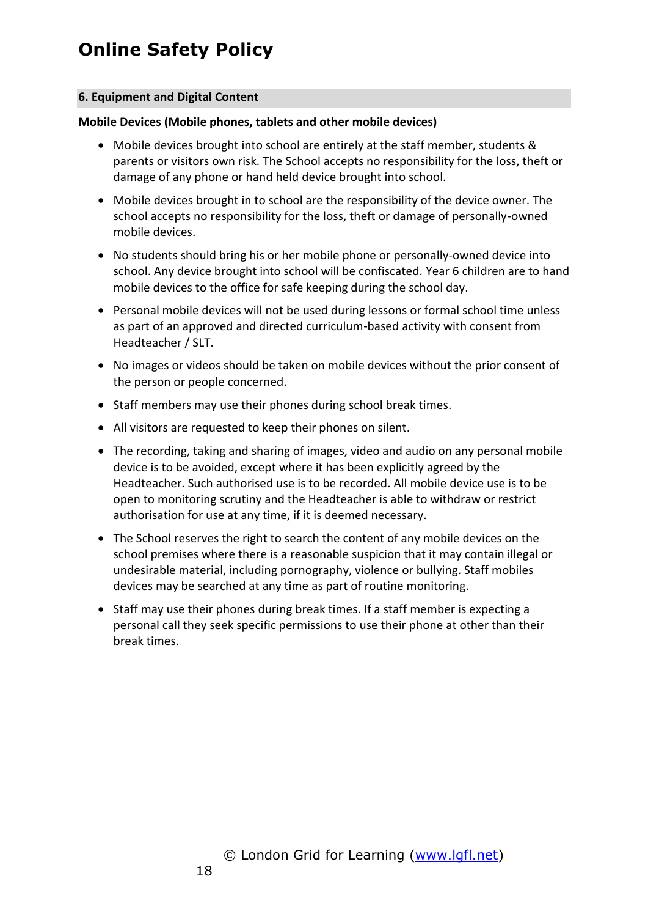**6. Equipment and Digital Content**

**Mobile Devices (Mobile phones, tablets and other mobile devices)**

- Mobile devices brought into school are entirely at the staff member, students & parents or visitors own risk. The School accepts no responsibility for the loss, theft or damage of any phone or hand held device brought into school.
- Mobile devices brought in to school are the responsibility of the device owner. The school accepts no responsibility for the loss, theft or damage of personally-owned mobile devices.
- No students should bring his or her mobile phone or personally-owned device into school. Any device brought into school will be confiscated. Year 6 children are to hand mobile devices to the office for safe keeping during the school day.
- Personal mobile devices will not be used during lessons or formal school time unless as part of an approved and directed curriculum-based activity with consent from Headteacher / SLT.
- No images or videos should be taken on mobile devices without the prior consent of the person or people concerned.
- Staff members may use their phones during school break times.
- All visitors are requested to keep their phones on silent.
- The recording, taking and sharing of images, video and audio on any personal mobile device is to be avoided, except where it has been explicitly agreed by the Headteacher. Such authorised use is to be recorded. All mobile device use is to be open to monitoring scrutiny and the Headteacher is able to withdraw or restrict authorisation for use at any time, if it is deemed necessary.
- The School reserves the right to search the content of any mobile devices on the school premises where there is a reasonable suspicion that it may contain illegal or undesirable material, including pornography, violence or bullying. Staff mobiles devices may be searched at any time as part of routine monitoring.
- Staff may use their phones during break times. If a staff member is expecting a personal call they seek specific permissions to use their phone at other than their break times.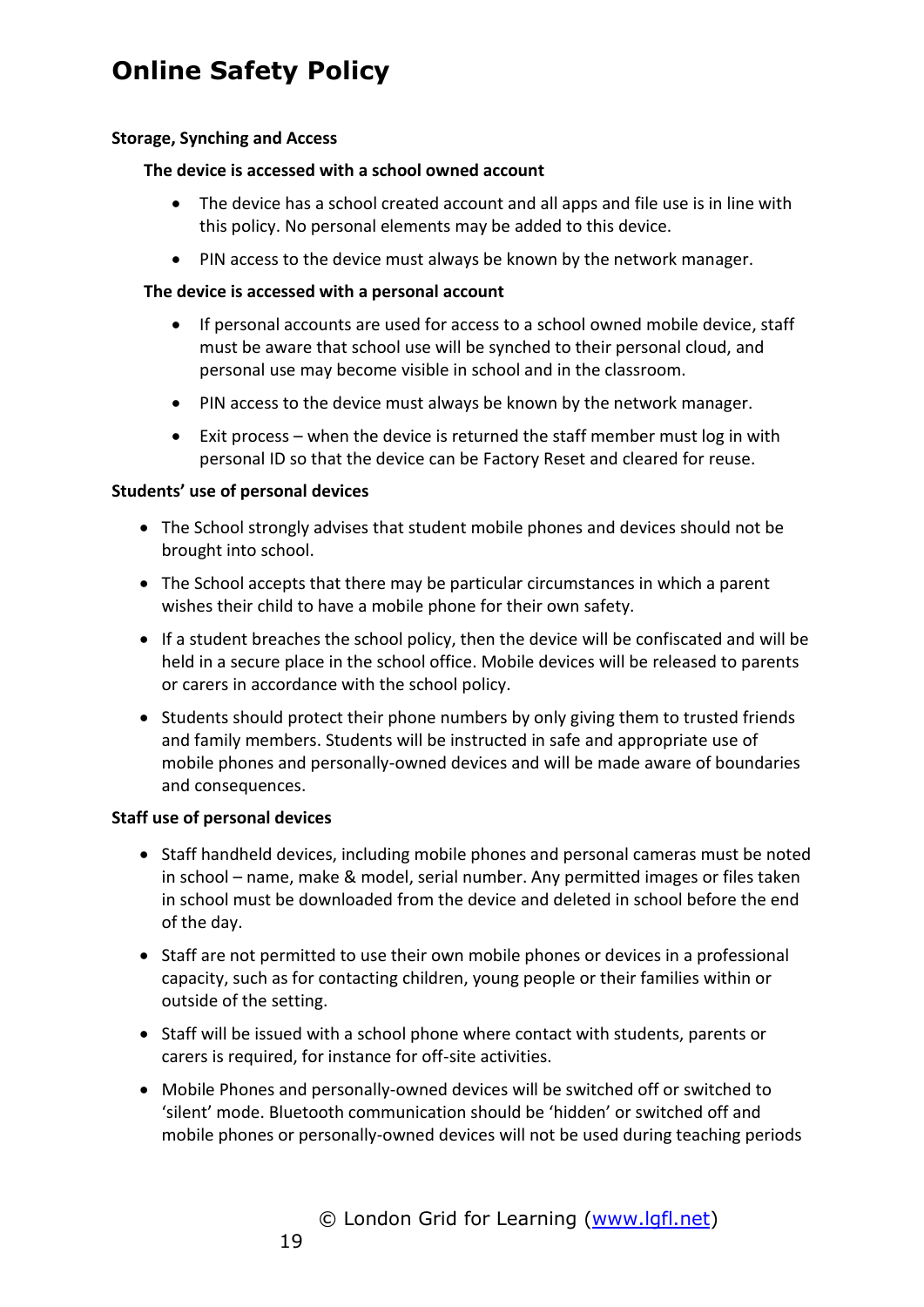# Online Safety Policy

**Storage, Synching and Access**

**The device is accessed with a school owned account**

- The device has a school created account and all apps and file use is in line with this policy. No personal elements may be added to this device.
- PIN access to the device must always be known by the network manager.

**The device is accessed with a personal account**

- If personal accounts are used for access to a school owned mobile device, staff must be aware that school use will be synched to their personal cloud, and personal use may become visible in school and in the classroom.
- PIN access to the device must always be known by the network manager.
- Exit process – when the device is returned the staff member must log in with personal ID so that the device can be Factory Reset and cleared for reuse.

**Students' use of personal devices**

- The School strongly advises that student mobile phones and devices should not be brought into school.
- The School accepts that there may be particular circumstances in which a parent wishes their child to have a mobile phone for their own safety.
- If a student breaches the school policy, then the device will be confiscated and will be held in a secure place in the school office. Mobile devices will be released to parents or carers in accordance with the school policy.
- Students should protect their phone numbers by only giving them to trusted friends and family members. Students will be instructed in safe and appropriate use of mobile phones and personally-owned devices and will be made aware of boundaries and consequences.

**Staff use of personal devices**

- Staff handheld devices, including mobile phones and personal cameras must be noted in school – name, make & model, serial number. Any permitted images or files taken in school must be downloaded from the device and deleted in school before the end of the day.
- Staff are not permitted to use their own mobile phones or devices in a professional capacity, such as for contacting children, young people or their families within or outside of the setting.
- Staff will be issued with a school phone where contact with students, parents or carers is required, for instance for off-site activities.
- Mobile Phones and personally-owned devices will be switched off or switched to 'silent' mode. Bluetooth communication should be 'hidden' or switched off and mobile phones or personally-owned devices will not be used during teaching periods

© London Grid for Learning (www.lgfl.net)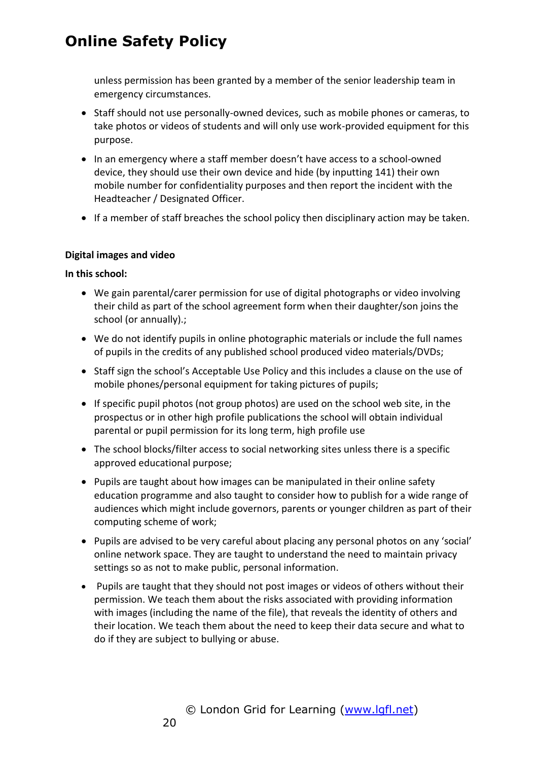unless permission has been granted by a member of the senior leadership team in emergency circumstances.

- Staff should not use personally-owned devices, such as mobile phones or cameras, to take photos or videos of students and will only use work-provided equipment for this purpose.
- In an emergency where a staff member doesn't have access to a school-owned device, they should use their own device and hide (by inputting 141) their own mobile number for confidentiality purposes and then report the incident with the Headteacher / Designated Officer.
- If a member of staff breaches the school policy then disciplinary action may be taken.

**Digital images and video**

**In this school:**

- We gain parental/carer permission for use of digital photographs or video involving their child as part of the school agreement form when their daughter/son joins the school (or annually).;
- We do not identify pupils in online photographic materials or include the full names of pupils in the credits of any published school produced video materials/DVDs;
- Staff sign the school's Acceptable Use Policy and this includes a clause on the use of mobile phones/personal equipment for taking pictures of pupils;
- If specific pupil photos (not group photos) are used on the school web site, in the prospectus or in other high profile publications the school will obtain individual parental or pupil permission for its long term, high profile use
- The school blocks/filter access to social networking sites unless there is a specific approved educational purpose;
- Pupils are taught about how images can be manipulated in their online safety education programme and also taught to consider how to publish for a wide range of audiences which might include governors, parents or younger children as part of their computing scheme of work;
- Pupils are advised to be very careful about placing any personal photos on any 'social' online network space. They are taught to understand the need to maintain privacy settings so as not to make public, personal information.
- Pupils are taught that they should not post images or videos of others without their permission. We teach them about the risks associated with providing information with images (including the name of the file), that reveals the identity of others and their location. We teach them about the need to keep their data secure and what to do if they are subject to bullying or abuse.